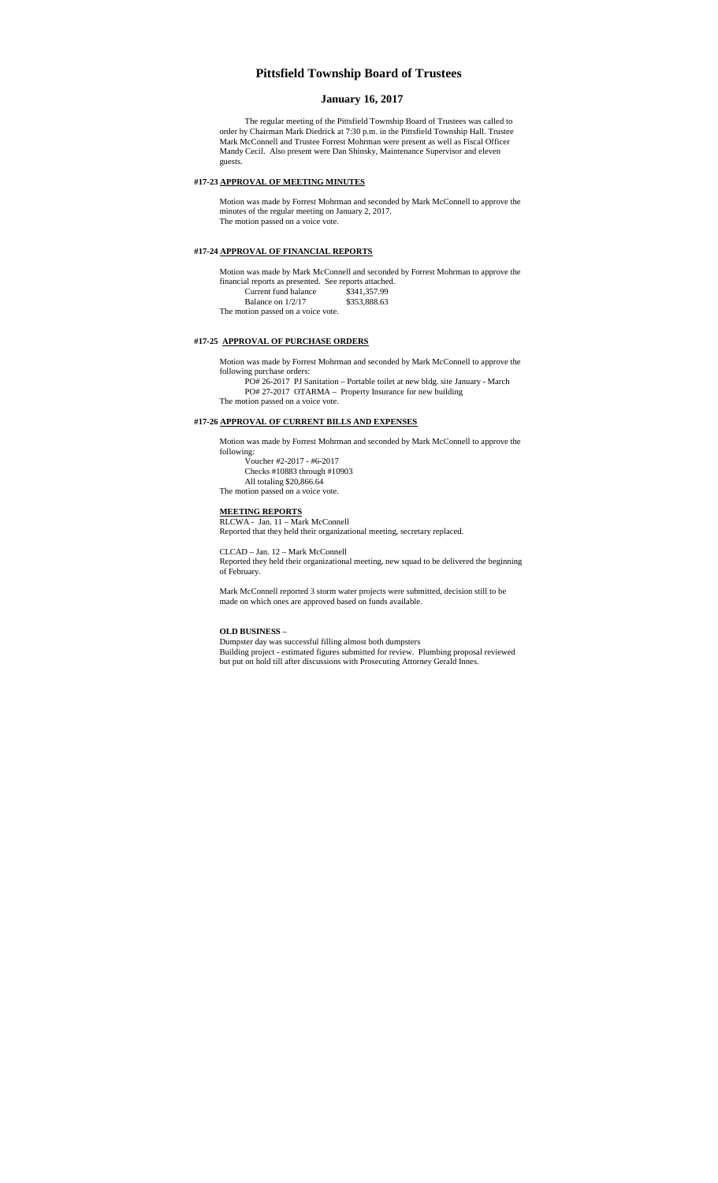# Pittsfield Township Board of Trustees

## January 16, 2017

The regular meeting of the Pittsfield Township Board of Trustees was called to order by Chairman Mark Diedrick at 7:30 p.m. in the Pittsfield Township Hall. Trustee Mark McConnell and Trustee Forrest Mohrman were present as well as Fiscal Officer Mandy Cecil. Also present were Dan Shinsky, Maintenance Supervisor and eleven guests.

### #17-23 APPROVAL OF MEETING MINUTES

Motion was made by Forrest Mohrman and seconded by Mark McConnell to approve the minutes of the regular meeting on January 2, 2017.
The motion passed on a voice vote.

### #17-24 APPROVAL OF FINANCIAL REPORTS

Motion was made by Mark McConnell and seconded by Forrest Mohrman to approve the financial reports as presented. See reports attached.

| | |
|---|---|
| Current fund balance | $341,357.99 |
| Balance on 1/2/17 | $353,888.63 |

The motion passed on a voice vote.

### #17-25 APPROVAL OF PURCHASE ORDERS

Motion was made by Forrest Mohrman and seconded by Mark McConnell to approve the following purchase orders:

PO# 26-2017 PJ Sanitation – Portable toilet at new bldg. site January - March
PO# 27-2017 OTARMA – Property Insurance for new building

The motion passed on a voice vote.

### #17-26 APPROVAL OF CURRENT BILLS AND EXPENSES

Motion was made by Forrest Mohrman and seconded by Mark McConnell to approve the following:

Voucher #2-2017 - #6-2017
Checks #10883 through #10903
All totaling $20,866.64

The motion passed on a voice vote.

### MEETING REPORTS

RLCWA - Jan. 11 – Mark McConnell
Reported that they held their organizational meeting, secretary replaced.

CLCAD – Jan. 12 – Mark McConnell
Reported they held their organizational meeting, new squad to be delivered the beginning of February.

Mark McConnell reported 3 storm water projects were submitted, decision still to be made on which ones are approved based on funds available.

### OLD BUSINESS –

Dumpster day was successful filling almost both dumpsters
Building project - estimated figures submitted for review. Plumbing proposal reviewed but put on hold till after discussions with Prosecuting Attorney Gerald Innes.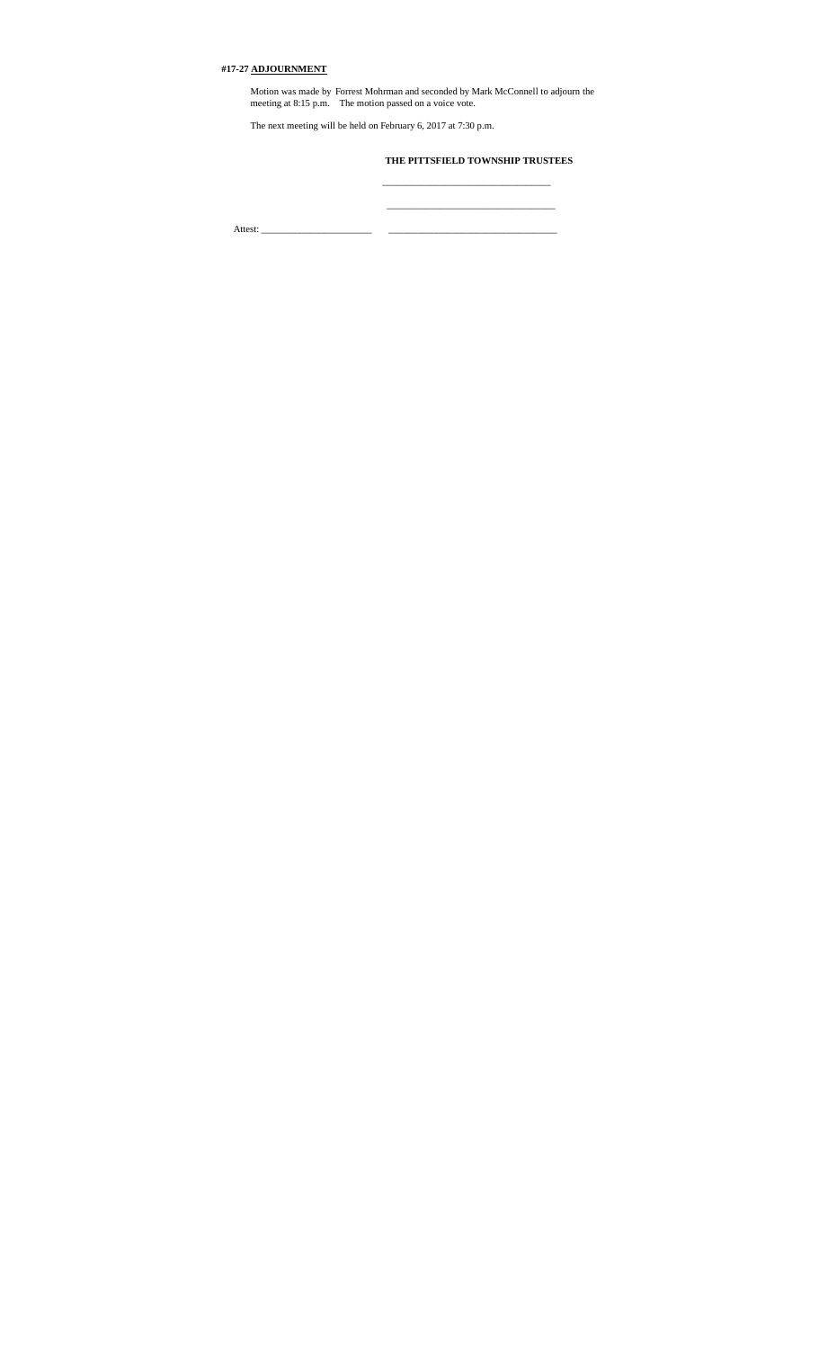**#17-27 ADJOURNMENT**

Motion was made by Forrest Mohrman and seconded by Mark McConnell to adjourn the meeting at 8:15 p.m. The motion passed on a voice vote.

The next meeting will be held on February 6, 2017 at 7:30 p.m.

**THE PITTSFIELD TOWNSHIP TRUSTEES**

\_\_\_\_\_\_\_\_\_\_\_\_\_\_\_\_\_\_\_\_\_\_\_\_\_\_\_\_\_\_\_\_\_\_

\_\_\_\_\_\_\_\_\_\_\_\_\_\_\_\_\_\_\_\_\_\_\_\_\_\_\_\_\_\_\_\_\_\_

Attest: \_\_\_\_\_\_\_\_\_\_\_\_\_\_\_\_\_\_\_\_\_\_\_ \_\_\_\_\_\_\_\_\_\_\_\_\_\_\_\_\_\_\_\_\_\_\_\_\_\_\_\_\_\_\_\_\_\_